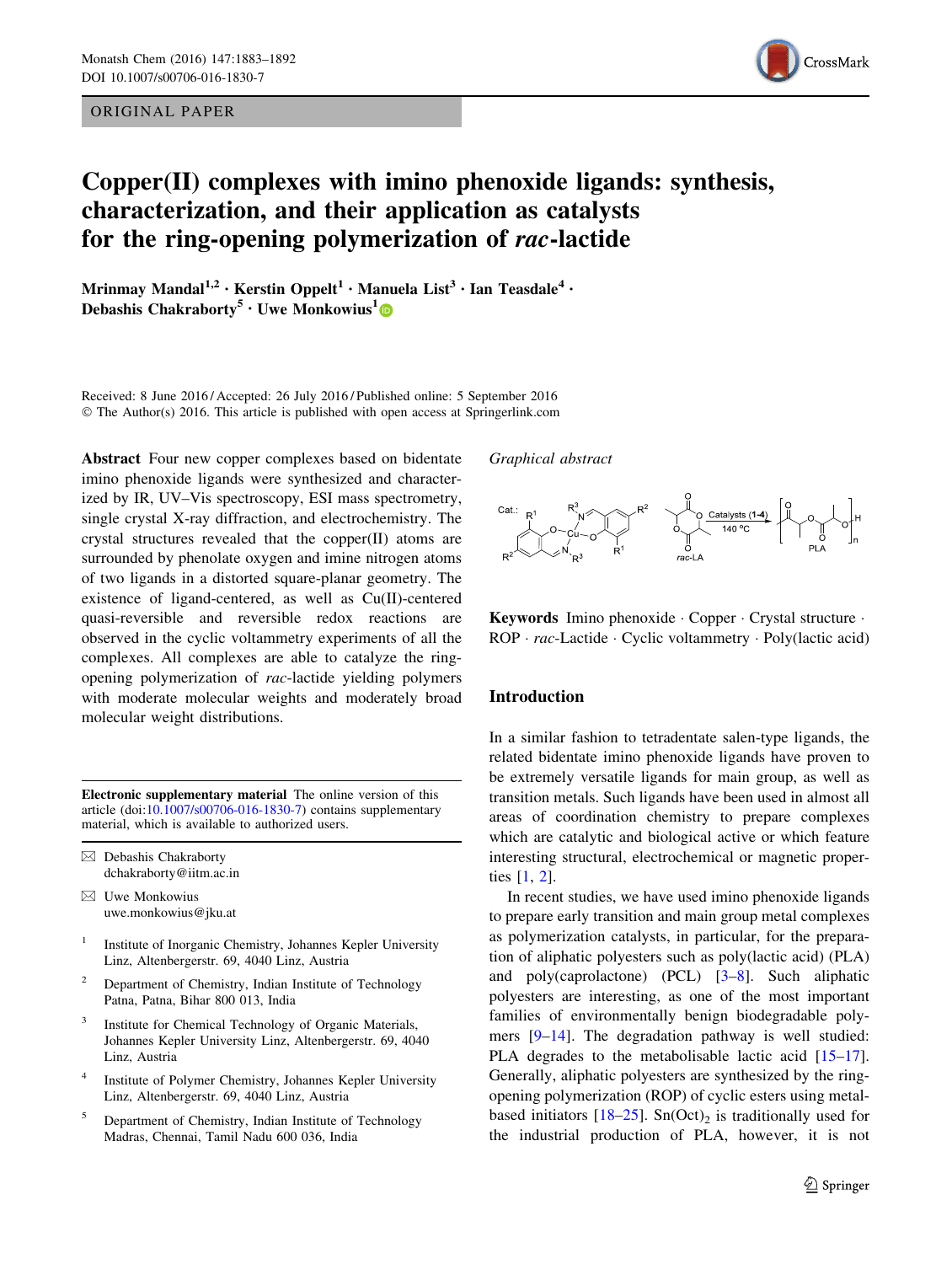ORIGINAL PAPER

# Copper(II) complexes with imino phenoxide ligands: synthesis, characterization, and their application as catalysts for the ring-opening polymerization of *rac*-lactide

**Mrinmay Mandal[1,2] · Kerstin Oppelt[1] · Manuela List[3] · Ian Teasdale[4] · Debashis Chakraborty[5] · Uwe Monkowius[1]**

Received: 8 June 2016 / Accepted: 26 July 2016 / Published online: 5 September 2016
© The Author(s) 2016. This article is published with open access at Springerlink.com

**Abstract** Four new copper complexes based on bidentate imino phenoxide ligands were synthesized and characterized by IR, UV–Vis spectroscopy, ESI mass spectrometry, single crystal X-ray diffraction, and electrochemistry. The crystal structures revealed that the copper(II) atoms are surrounded by phenolate oxygen and imine nitrogen atoms of two ligands in a distorted square-planar geometry. The existence of ligand-centered, as well as Cu(II)-centered quasi-reversible and reversible redox reactions are observed in the cyclic voltammetry experiments of all the complexes. All complexes are able to catalyze the ring-opening polymerization of *rac*-lactide yielding polymers with moderate molecular weights and moderately broad molecular weight distributions.

*Graphical abstract*

**Keywords** Imino phenoxide · Copper · Crystal structure · ROP · *rac*-Lactide · Cyclic voltammetry · Poly(lactic acid)

**Electronic supplementary material** The online version of this article (doi:10.1007/s00706-016-1830-7) contains supplementary material, which is available to authorized users.

✉ Debashis Chakraborty
dchakraborty@iitm.ac.in

✉ Uwe Monkowius
uwe.monkowius@jku.at

[1] Institute of Inorganic Chemistry, Johannes Kepler University Linz, Altenbergerstr. 69, 4040 Linz, Austria

[2] Department of Chemistry, Indian Institute of Technology Patna, Patna, Bihar 800 013, India

[3] Institute for Chemical Technology of Organic Materials, Johannes Kepler University Linz, Altenbergerstr. 69, 4040 Linz, Austria

[4] Institute of Polymer Chemistry, Johannes Kepler University Linz, Altenbergerstr. 69, 4040 Linz, Austria

[5] Department of Chemistry, Indian Institute of Technology Madras, Chennai, Tamil Nadu 600 036, India

## Introduction

In a similar fashion to tetradentate salen-type ligands, the related bidentate imino phenoxide ligands have proven to be extremely versatile ligands for main group, as well as transition metals. Such ligands have been used in almost all areas of coordination chemistry to prepare complexes which are catalytic and biological active or which feature interesting structural, electrochemical or magnetic properties [1, 2].

In recent studies, we have used imino phenoxide ligands to prepare early transition and main group metal complexes as polymerization catalysts, in particular, for the preparation of aliphatic polyesters such as poly(lactic acid) (PLA) and poly(caprolactone) (PCL) [3–8]. Such aliphatic polyesters are interesting, as one of the most important families of environmentally benign biodegradable polymers [9–14]. The degradation pathway is well studied: PLA degrades to the metabolisable lactic acid [15–17]. Generally, aliphatic polyesters are synthesized by the ring-opening polymerization (ROP) of cyclic esters using metal-based initiators [18–25]. $Sn(Oct)_2$ is traditionally used for the industrial production of PLA, however, it is not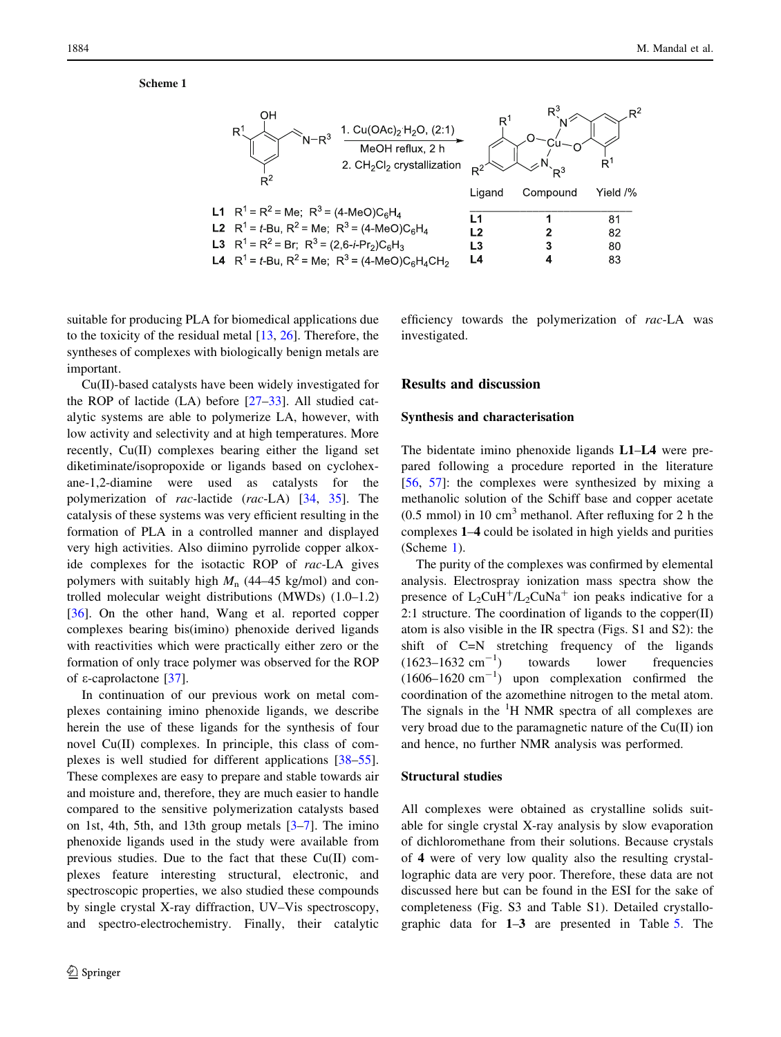Scheme 1

1. $Cu(OAc)_2 \cdot H_2O$, (2:1)
MeOH reflux, 2 h
2. $CH_2Cl_2$ crystallization

**L1** $R^1 = R^2 = Me$; $R^3 = (4\text{-MeO})C_6H_4$
**L2** $R^1 = t\text{-Bu}$, $R^2 = Me$; $R^3 = (4\text{-MeO})C_6H_4$
**L3** $R^1 = R^2 = Br$; $R^3 = (2,6\text{-}i\text{-}Pr_2)C_6H_3$
**L4** $R^1 = t\text{-Bu}$, $R^2 = Me$; $R^3 = (4\text{-MeO})C_6H_4CH_2$

| Ligand | Compound | Yield /% |
|---|---|---|
| **L1** | **1** | 81 |
| **L2** | **2** | 82 |
| **L3** | **3** | 80 |
| **L4** | **4** | 83 |

suitable for producing PLA for biomedical applications due to the toxicity of the residual metal [13, 26]. Therefore, the syntheses of complexes with biologically benign metals are important.

Cu(II)-based catalysts have been widely investigated for the ROP of lactide (LA) before [27–33]. All studied catalytic systems are able to polymerize LA, however, with low activity and selectivity and at high temperatures. More recently, Cu(II) complexes bearing either the ligand set diketiminate/isopropoxide or ligands based on cyclohexane-1,2-diamine were used as catalysts for the polymerization of *rac*-lactide (*rac*-LA) [34, 35]. The catalysis of these systems was very efficient resulting in the formation of PLA in a controlled manner and displayed very high activities. Also diimino pyrrolide copper alkoxide complexes for the isotactic ROP of *rac*-LA gives polymers with suitably high $M_n$ (44–45 kg/mol) and controlled molecular weight distributions (MWDs) (1.0–1.2) [36]. On the other hand, Wang et al. reported copper complexes bearing bis(imino) phenoxide derived ligands with reactivities which were practically either zero or the formation of only trace polymer was observed for the ROP of ε-caprolactone [37].

In continuation of our previous work on metal complexes containing imino phenoxide ligands, we describe herein the use of these ligands for the synthesis of four novel Cu(II) complexes. In principle, this class of complexes is well studied for different applications [38–55]. These complexes are easy to prepare and stable towards air and moisture and, therefore, they are much easier to handle compared to the sensitive polymerization catalysts based on 1st, 4th, 5th, and 13th group metals [3–7]. The imino phenoxide ligands used in the study were available from previous studies. Due to the fact that these Cu(II) complexes feature interesting structural, electronic, and spectroscopic properties, we also studied these compounds by single crystal X-ray diffraction, UV–Vis spectroscopy, and spectro-electrochemistry. Finally, their catalytic efficiency towards the polymerization of *rac*-LA was investigated.

## Results and discussion

### Synthesis and characterisation

The bidentate imino phenoxide ligands **L1**–**L4** were prepared following a procedure reported in the literature [56, 57]: the complexes were synthesized by mixing a methanolic solution of the Schiff base and copper acetate (0.5 mmol) in 10 $cm^3$ methanol. After refluxing for 2 h the complexes **1**–**4** could be isolated in high yields and purities (Scheme 1).

The purity of the complexes was confirmed by elemental analysis. Electrospray ionization mass spectra show the presence of $L_2CuH^+/L_2CuNa^+$ ion peaks indicative for a 2:1 structure. The coordination of ligands to the copper(II) atom is also visible in the IR spectra (Figs. S1 and S2): the shift of C=N stretching frequency of the ligands (1623–1632 $cm^{-1}$) towards lower frequencies (1606–1620 $cm^{-1}$) upon complexation confirmed the coordination of the azomethine nitrogen to the metal atom. The signals in the $^1H$ NMR spectra of all complexes are very broad due to the paramagnetic nature of the Cu(II) ion and hence, no further NMR analysis was performed.

### Structural studies

All complexes were obtained as crystalline solids suitable for single crystal X-ray analysis by slow evaporation of dichloromethane from their solutions. Because crystals of **4** were of very low quality also the resulting crystallographic data are very poor. Therefore, these data are not discussed here but can be found in the ESI for the sake of completeness (Fig. S3 and Table S1). Detailed crystallographic data for **1**–**3** are presented in Table 5. The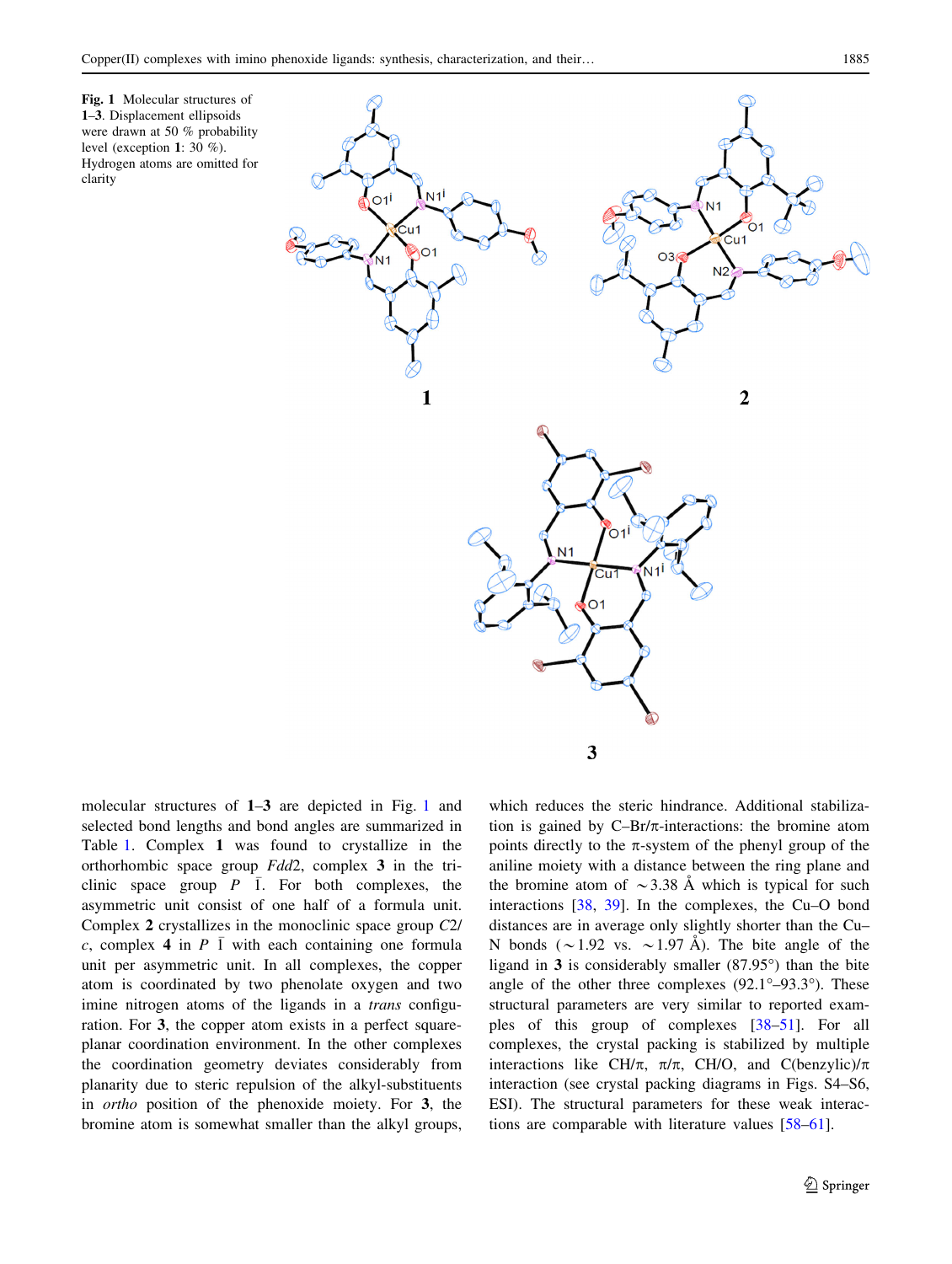**Fig. 1** Molecular structures of **1**–**3**. Displacement ellipsoids were drawn at 50 % probability level (exception **1**: 30 %). Hydrogen atoms are omitted for clarity

molecular structures of **1**–**3** are depicted in Fig. 1 and selected bond lengths and bond angles are summarized in Table 1. Complex **1** was found to crystallize in the orthorhombic space group *Fdd*2, complex **3** in the triclinic space group $P\ \bar{1}$. For both complexes, the asymmetric unit consist of one half of a formula unit. Complex **2** crystallizes in the monoclinic space group *C*2/*c*, complex **4** in $P\ \bar{1}$ with each containing one formula unit per asymmetric unit. In all complexes, the copper atom is coordinated by two phenolate oxygen and two imine nitrogen atoms of the ligands in a *trans* configuration. For **3**, the copper atom exists in a perfect square-planar coordination environment. In the other complexes the coordination geometry deviates considerably from planarity due to steric repulsion of the alkyl-substituents in *ortho* position of the phenoxide moiety. For **3**, the bromine atom is somewhat smaller than the alkyl groups, which reduces the steric hindrance. Additional stabilization is gained by C–Br/π-interactions: the bromine atom points directly to the π-system of the phenyl group of the aniline moiety with a distance between the ring plane and the bromine atom of ~3.38 Å which is typical for such interactions [38, 39]. In the complexes, the Cu–O bond distances are in average only slightly shorter than the Cu–N bonds (~1.92 vs. ~1.97 Å). The bite angle of the ligand in **3** is considerably smaller (87.95°) than the bite angle of the other three complexes (92.1°–93.3°). These structural parameters are very similar to reported examples of this group of complexes [38–51]. For all complexes, the crystal packing is stabilized by multiple interactions like CH/π, π/π, CH/O, and C(benzylic)/π interaction (see crystal packing diagrams in Figs. S4–S6, ESI). The structural parameters for these weak interactions are comparable with literature values [58–61].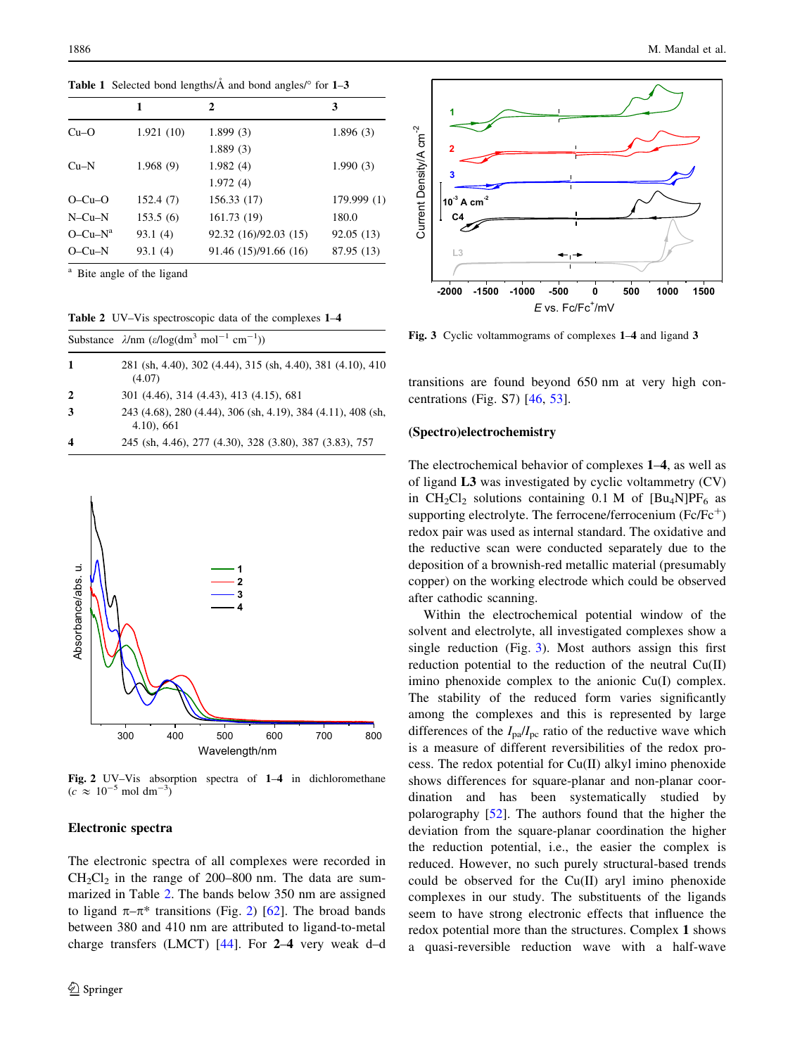**Table 1** Selected bond lengths/Å and bond angles/° for **1**–**3**

| | 1 | 2 | 3 |
|---|---|---|---|
| Cu–O | 1.921 (10) | 1.899 (3) | 1.896 (3) |
| | | 1.889 (3) | |
| Cu–N | 1.968 (9) | 1.982 (4) | 1.990 (3) |
| | | 1.972 (4) | |
| O–Cu–O | 152.4 (7) | 156.33 (17) | 179.999 (1) |
| N–Cu–N | 153.5 (6) | 161.73 (19) | 180.0 |
| O–Cu–N[a] | 93.1 (4) | 92.32 (16)/92.03 (15) | 92.05 (13) |
| O–Cu–N | 93.1 (4) | 91.46 (15)/91.66 (16) | 87.95 (13) |

[a] Bite angle of the ligand

**Table 2** UV–Vis spectroscopic data of the complexes **1**–**4**

| Substance | $\lambda$/nm ($\varepsilon$/log(dm$^3$ mol$^{-1}$ cm$^{-1}$)) |
|---|---|
| **1** | 281 (sh, 4.40), 302 (4.44), 315 (sh, 4.40), 381 (4.10), 410 (4.07) |
| **2** | 301 (4.46), 314 (4.43), 413 (4.15), 681 |
| **3** | 243 (4.68), 280 (4.44), 306 (sh, 4.19), 384 (4.11), 408 (sh, 4.10), 661 |
| **4** | 245 (sh, 4.46), 277 (4.30), 328 (3.80), 387 (3.83), 757 |

**Fig. 2** UV–Vis absorption spectra of **1**–**4** in dichloromethane ($c \approx 10^{-5}$ mol dm$^{-3}$)

## Electronic spectra

The electronic spectra of all complexes were recorded in $CH_2Cl_2$ in the range of 200–800 nm. The data are summarized in Table 2. The bands below 350 nm are assigned to ligand $\pi$–$\pi$* transitions (Fig. 2) [62]. The broad bands between 380 and 410 nm are attributed to ligand-to-metal charge transfers (LMCT) [44]. For **2**–**4** very weak d–d transitions are found beyond 650 nm at very high concentrations (Fig. S7) [46, 53].

**Fig. 3** Cyclic voltammograms of complexes **1**–**4** and ligand **3**

## (Spectro)electrochemistry

The electrochemical behavior of complexes **1**–**4**, as well as of ligand **L3** was investigated by cyclic voltammetry (CV) in $CH_2Cl_2$ solutions containing 0.1 M of $[Bu_4N]PF_6$ as supporting electrolyte. The ferrocene/ferrocenium (Fc/Fc$^+$) redox pair was used as internal standard. The oxidative and the reductive scan were conducted separately due to the deposition of a brownish-red metallic material (presumably copper) on the working electrode which could be observed after cathodic scanning.

Within the electrochemical potential window of the solvent and electrolyte, all investigated complexes show a single reduction (Fig. 3). Most authors assign this first reduction potential to the reduction of the neutral Cu(II) imino phenoxide complex to the anionic Cu(I) complex. The stability of the reduced form varies significantly among the complexes and this is represented by large differences of the $I_{pa}/I_{pc}$ ratio of the reductive wave which is a measure of different reversibilities of the redox process. The redox potential for Cu(II) alkyl imino phenoxide shows differences for square-planar and non-planar coordination and has been systematically studied by polarography [52]. The authors found that the higher the deviation from the square-planar coordination the higher the reduction potential, i.e., the easier the complex is reduced. However, no such purely structural-based trends could be observed for the Cu(II) aryl imino phenoxide complexes in our study. The substituents of the ligands seem to have strong electronic effects that influence the redox potential more than the structures. Complex **1** shows a quasi-reversible reduction wave with a half-wave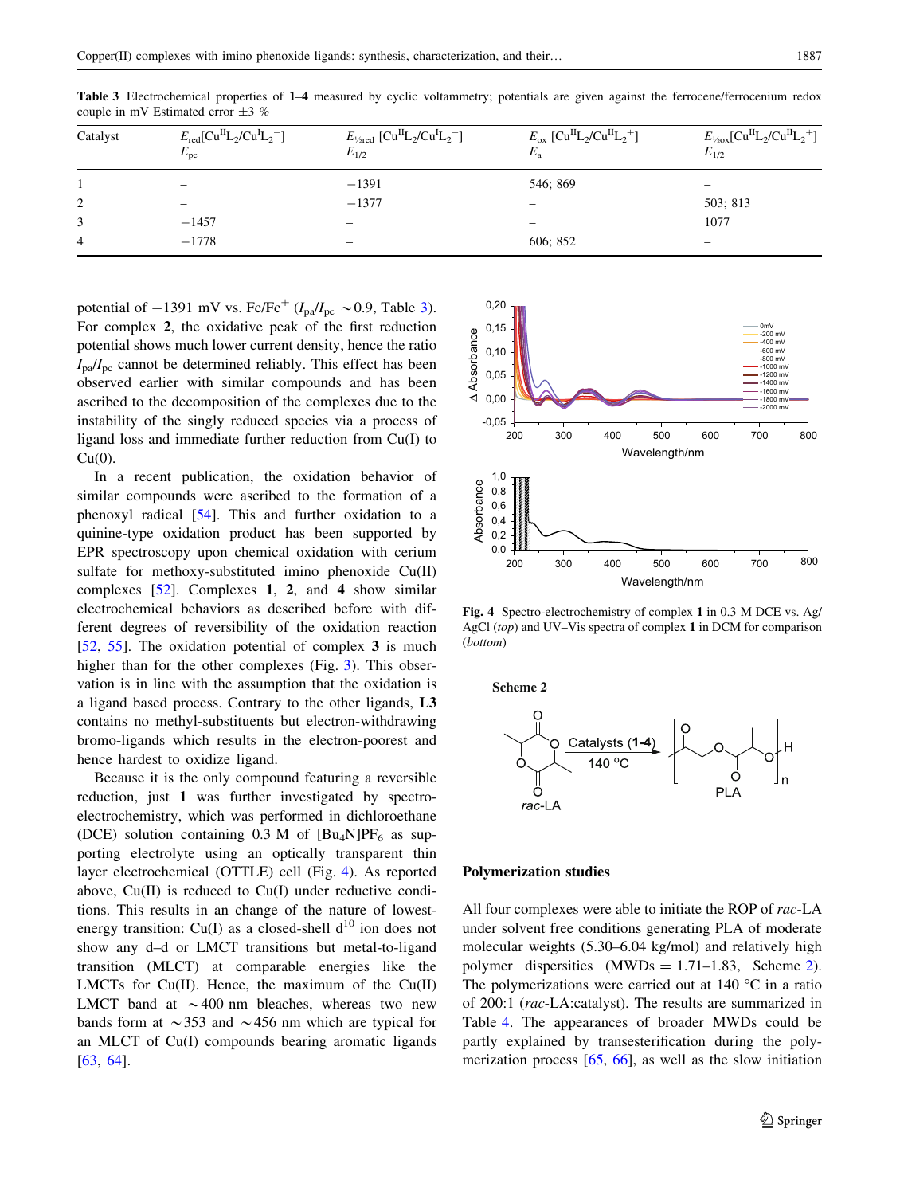**Table 3** Electrochemical properties of **1**–**4** measured by cyclic voltammetry; potentials are given against the ferrocene/ferrocenium redox couple in mV Estimated error ±3 %

| Catalyst | $E_{red}$[$Cu^{II}L_2$/$Cu^{I}L_2^-$] $E_{pc}$ | $E_{½red}$ [$Cu^{II}L_2$/$Cu^{I}L_2^-$] $E_{1/2}$ | $E_{ox}$ [$Cu^{II}L_2$/$Cu^{II}L_2^+$] $E_a$ | $E_{½ox}$[$Cu^{II}L_2$/$Cu^{II}L_2^+$] $E_{1/2}$ |
|---|---|---|---|---|
| 1 | – | −1391 | 546; 869 | – |
| 2 | – | −1377 | – | 503; 813 |
| 3 | −1457 | – | – | 1077 |
| 4 | −1778 | – | 606; 852 | – |

potential of −1391 mV vs. Fc/Fc$^+$ ($I_{pa}/I_{pc}$ ~0.9, Table 3). For complex **2**, the oxidative peak of the first reduction potential shows much lower current density, hence the ratio $I_{pa}/I_{pc}$ cannot be determined reliably. This effect has been observed earlier with similar compounds and has been ascribed to the decomposition of the complexes due to the instability of the singly reduced species via a process of ligand loss and immediate further reduction from Cu(I) to Cu(0).

In a recent publication, the oxidation behavior of similar compounds were ascribed to the formation of a phenoxyl radical [54]. This and further oxidation to a quinine-type oxidation product has been supported by EPR spectroscopy upon chemical oxidation with cerium sulfate for methoxy-substituted imino phenoxide Cu(II) complexes [52]. Complexes **1**, **2**, and **4** show similar electrochemical behaviors as described before with different degrees of reversibility of the oxidation reaction [52, 55]. The oxidation potential of complex **3** is much higher than for the other complexes (Fig. 3). This observation is in line with the assumption that the oxidation is a ligand based process. Contrary to the other ligands, **L3** contains no methyl-substituents but electron-withdrawing bromo-ligands which results in the electron-poorest and hence hardest to oxidize ligand.

Because it is the only compound featuring a reversible reduction, just **1** was further investigated by spectro-electrochemistry, which was performed in dichloroethane (DCE) solution containing 0.3 M of $[Bu_4N]PF_6$ as supporting electrolyte using an optically transparent thin layer electrochemical (OTTLE) cell (Fig. 4). As reported above, Cu(II) is reduced to Cu(I) under reductive conditions. This results in an change of the nature of lowest-energy transition: Cu(I) as a closed-shell $d^{10}$ ion does not show any d–d or LMCT transitions but metal-to-ligand transition (MLCT) at comparable energies like the LMCTs for Cu(II). Hence, the maximum of the Cu(II) LMCT band at ~400 nm bleaches, whereas two new bands form at ~353 and ~456 nm which are typical for an MLCT of Cu(I) compounds bearing aromatic ligands [63, 64].

**Fig. 4** Spectro-electrochemistry of complex **1** in 0.3 M DCE vs. Ag/AgCl (*top*) and UV–Vis spectra of complex **1** in DCM for comparison (*bottom*)

**Scheme 2**

## Polymerization studies

All four complexes were able to initiate the ROP of *rac*-LA under solvent free conditions generating PLA of moderate molecular weights (5.30–6.04 kg/mol) and relatively high polymer dispersities (MWDs = 1.71–1.83, Scheme 2). The polymerizations were carried out at 140 °C in a ratio of 200:1 (*rac*-LA:catalyst). The results are summarized in Table 4. The appearances of broader MWDs could be partly explained by transesterification during the polymerization process [65, 66], as well as the slow initiation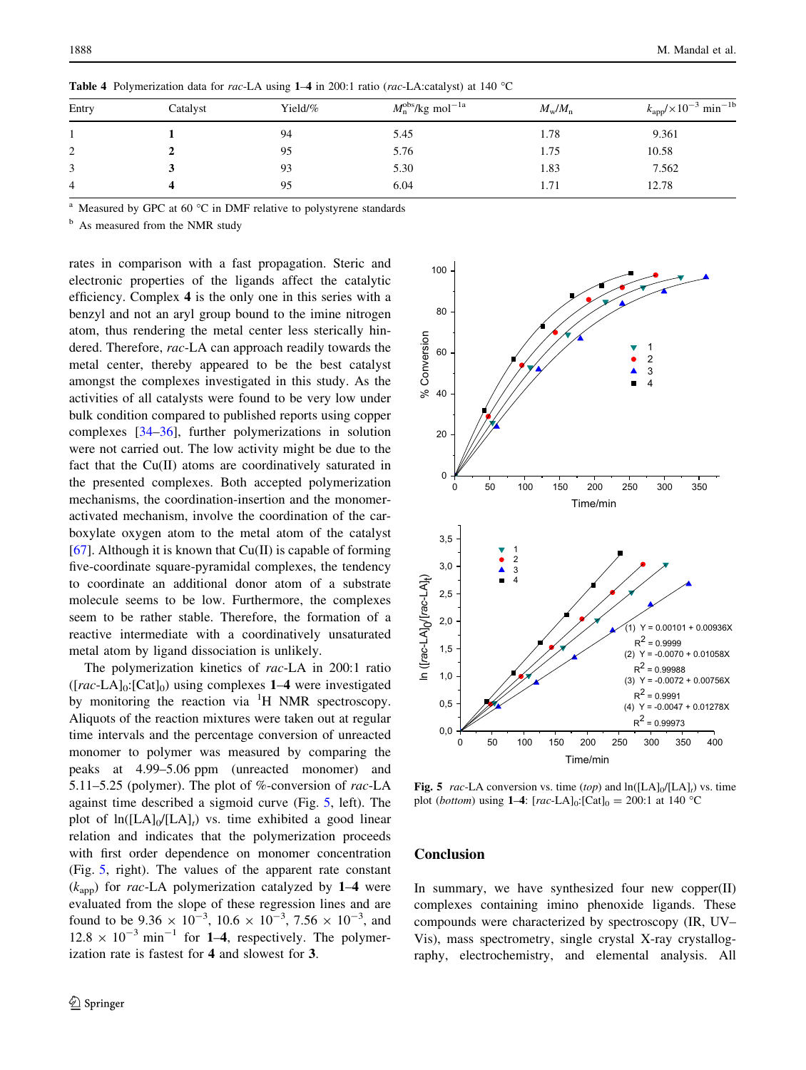**Table 4** Polymerization data for *rac*-LA using **1**–**4** in 200:1 ratio (*rac*-LA:catalyst) at 140 °C

| Entry | Catalyst | Yield/% | $M_n^{obs}$/kg mol$^{-1}$ [a] | $M_w/M_n$ | $k_{app}/\times 10^{-3}$ min$^{-1}$ [b] |
|---|---|---|---|---|---|
| 1 | **1** | 94 | 5.45 | 1.78 | 9.361 |
| 2 | **2** | 95 | 5.76 | 1.75 | 10.58 |
| 3 | **3** | 93 | 5.30 | 1.83 | 7.562 |
| 4 | **4** | 95 | 6.04 | 1.71 | 12.78 |

[a] Measured by GPC at 60 °C in DMF relative to polystyrene standards

[b] As measured from the NMR study

rates in comparison with a fast propagation. Steric and electronic properties of the ligands affect the catalytic efficiency. Complex **4** is the only one in this series with a benzyl and not an aryl group bound to the imine nitrogen atom, thus rendering the metal center less sterically hindered. Therefore, *rac*-LA can approach readily towards the metal center, thereby appeared to be the best catalyst amongst the complexes investigated in this study. As the activities of all catalysts were found to be very low under bulk condition compared to published reports using copper complexes [34–36], further polymerizations in solution were not carried out. The low activity might be due to the fact that the Cu(II) atoms are coordinatively saturated in the presented complexes. Both accepted polymerization mechanisms, the coordination-insertion and the monomer-activated mechanism, involve the coordination of the carboxylate oxygen atom to the metal atom of the catalyst [67]. Although it is known that Cu(II) is capable of forming five-coordinate square-pyramidal complexes, the tendency to coordinate an additional donor atom of a substrate molecule seems to be low. Furthermore, the complexes seem to be rather stable. Therefore, the formation of a reactive intermediate with a coordinatively unsaturated metal atom by ligand dissociation is unlikely.

The polymerization kinetics of *rac*-LA in 200:1 ratio ($[rac\text{-LA}]_0$:$[\text{Cat}]_0$) using complexes **1**–**4** were investigated by monitoring the reaction via $^1$H NMR spectroscopy. Aliquots of the reaction mixtures were taken out at regular time intervals and the percentage conversion of unreacted monomer to polymer was measured by comparing the peaks at 4.99–5.06 ppm (unreacted monomer) and 5.11–5.25 (polymer). The plot of %-conversion of *rac*-LA against time described a sigmoid curve (Fig. 5, left). The plot of $\ln([\text{LA}]_0/[\text{LA}]_t)$ vs. time exhibited a good linear relation and indicates that the polymerization proceeds with first order dependence on monomer concentration (Fig. 5, right). The values of the apparent rate constant ($k_{app}$) for *rac*-LA polymerization catalyzed by **1**–**4** were evaluated from the slope of these regression lines and are found to be $9.36 \times 10^{-3}$, $10.6 \times 10^{-3}$, $7.56 \times 10^{-3}$, and $12.8 \times 10^{-3}$ min$^{-1}$ for **1**–**4**, respectively. The polymerization rate is fastest for **4** and slowest for **3**.

**Fig. 5** *rac*-LA conversion vs. time (*top*) and $\ln([\text{LA}]_0/[\text{LA}]_t)$ vs. time plot (*bottom*) using **1**–**4**: $[rac\text{-LA}]_0$:$[\text{Cat}]_0$ = 200:1 at 140 °C

## Conclusion

In summary, we have synthesized four new copper(II) complexes containing imino phenoxide ligands. These compounds were characterized by spectroscopy (IR, UV–Vis), mass spectrometry, single crystal X-ray crystallography, electrochemistry, and elemental analysis. All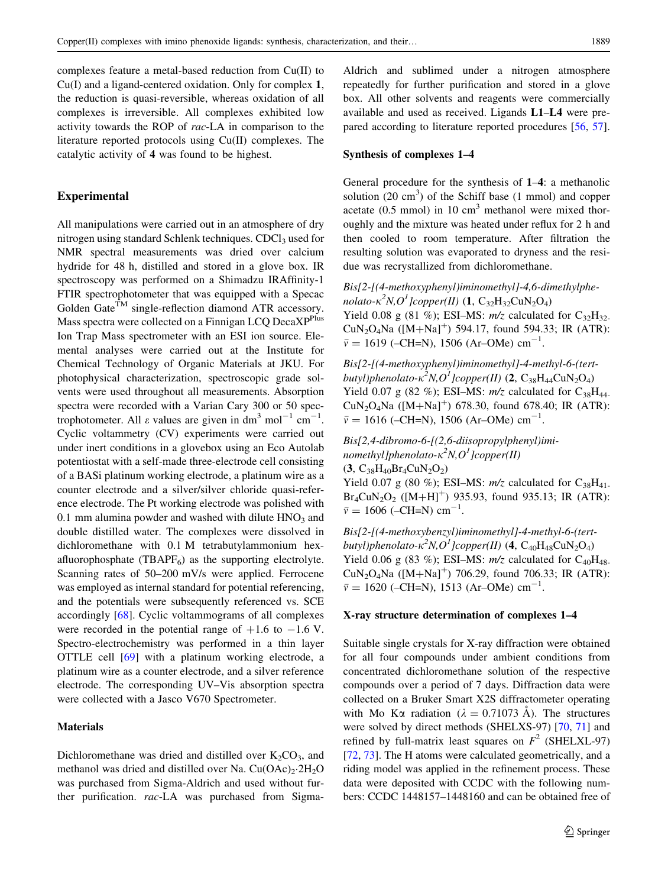complexes feature a metal-based reduction from Cu(II) to Cu(I) and a ligand-centered oxidation. Only for complex **1**, the reduction is quasi-reversible, whereas oxidation of all complexes is irreversible. All complexes exhibited low activity towards the ROP of *rac*-LA in comparison to the literature reported protocols using Cu(II) complexes. The catalytic activity of **4** was found to be highest.

## Experimental

All manipulations were carried out in an atmosphere of dry nitrogen using standard Schlenk techniques. $CDCl_3$ used for NMR spectral measurements was dried over calcium hydride for 48 h, distilled and stored in a glove box. IR spectroscopy was performed on a Shimadzu IRAffinity-1 FTIR spectrophotometer that was equipped with a Specac Golden Gate$^{TM}$ single-reflection diamond ATR accessory. Mass spectra were collected on a Finnigan LCQ DecaXP$^{Plus}$ Ion Trap Mass spectrometer with an ESI ion source. Elemental analyses were carried out at the Institute for Chemical Technology of Organic Materials at JKU. For photophysical characterization, spectroscopic grade solvents were used throughout all measurements. Absorption spectra were recorded with a Varian Cary 300 or 50 spectrophotometer. All $\varepsilon$ values are given in $dm^3\ mol^{-1}\ cm^{-1}$. Cyclic voltammetry (CV) experiments were carried out under inert conditions in a glovebox using an Eco Autolab potentiostat with a self-made three-electrode cell consisting of a BASi platinum working electrode, a platinum wire as a counter electrode and a silver/silver chloride quasi-reference electrode. The Pt working electrode was polished with 0.1 mm alumina powder and washed with dilute $HNO_3$ and double distilled water. The complexes were dissolved in dichloromethane with 0.1 M tetrabutylammonium hexafluorophosphate ($TBAPF_6$) as the supporting electrolyte. Scanning rates of 50–200 mV/s were applied. Ferrocene was employed as internal standard for potential referencing, and the potentials were subsequently referenced vs. SCE accordingly [68]. Cyclic voltammograms of all complexes were recorded in the potential range of +1.6 to −1.6 V. Spectro-electrochemistry was performed in a thin layer OTTLE cell [69] with a platinum working electrode, a platinum wire as a counter electrode, and a silver reference electrode. The corresponding UV–Vis absorption spectra were collected with a Jasco V670 Spectrometer.

### Materials

Dichloromethane was dried and distilled over $K_2CO_3$, and methanol was dried and distilled over Na. $Cu(OAc)_2{\cdot}2H_2O$ was purchased from Sigma-Aldrich and used without further purification. *rac*-LA was purchased from Sigma-Aldrich and sublimed under a nitrogen atmosphere repeatedly for further purification and stored in a glove box. All other solvents and reagents were commercially available and used as received. Ligands **L1**–**L4** were prepared according to literature reported procedures [56, 57].

### Synthesis of complexes 1–4

General procedure for the synthesis of **1**–**4**: a methanolic solution (20 $cm^3$) of the Schiff base (1 mmol) and copper acetate (0.5 mmol) in 10 $cm^3$ methanol were mixed thoroughly and the mixture was heated under reflux for 2 h and then cooled to room temperature. After filtration the resulting solution was evaporated to dryness and the residue was recrystallized from dichloromethane.

*Bis[2-[(4-methoxyphenyl)iminomethyl]-4,6-dimethylphenolato-$\kappa^2N,O^1$]copper(II)* (**1**, $C_{32}H_{32}CuN_2O_4$)
Yield 0.08 g (81 %); ESI–MS: *m/z* calculated for $C_{32}H_{32}CuN_2O_4Na$ ($[M+Na]^+$) 594.17, found 594.33; IR (ATR): $\bar{\nu}$ = 1619 (–CH=N), 1506 (Ar–OMe) $cm^{-1}$.

*Bis[2-[(4-methoxyphenyl)iminomethyl]-4-methyl-6-(tert-butyl)phenolato-$\kappa^2N,O^1$]copper(II)* (**2**, $C_{38}H_{44}CuN_2O_4$)
Yield 0.07 g (82 %); ESI–MS: *m/z* calculated for $C_{38}H_{44}CuN_2O_4Na$ ($[M+Na]^+$) 678.30, found 678.40; IR (ATR): $\bar{\nu}$ = 1616 (–CH=N), 1506 (Ar–OMe) $cm^{-1}$.

*Bis[2,4-dibromo-6-[(2,6-diisopropylphenyl)iminomethyl]phenolato-$\kappa^2N,O^1$]copper(II)* (**3**, $C_{38}H_{40}Br_4CuN_2O_2$)
Yield 0.07 g (80 %); ESI–MS: *m/z* calculated for $C_{38}H_{41}Br_4CuN_2O_2$ ($[M+H]^+$) 935.93, found 935.13; IR (ATR): $\bar{\nu}$ = 1606 (–CH=N) $cm^{-1}$.

*Bis[2-[(4-methoxybenzyl)iminomethyl]-4-methyl-6-(tert-butyl)phenolato-$\kappa^2N,O^1$]copper(II)* (**4**, $C_{40}H_{48}CuN_2O_4$)
Yield 0.06 g (83 %); ESI–MS: *m/z* calculated for $C_{40}H_{48}CuN_2O_4Na$ ($[M+Na]^+$) 706.29, found 706.33; IR (ATR): $\bar{\nu}$ = 1620 (–CH=N), 1513 (Ar–OMe) $cm^{-1}$.

### X-ray structure determination of complexes 1–4

Suitable single crystals for X-ray diffraction were obtained for all four compounds under ambient conditions from concentrated dichloromethane solution of the respective compounds over a period of 7 days. Diffraction data were collected on a Bruker Smart X2S diffractometer operating with Mo K$\alpha$ radiation ($\lambda$ = 0.71073 Å). The structures were solved by direct methods (SHELXS-97) [70, 71] and refined by full-matrix least squares on $F^2$ (SHELXL-97) [72, 73]. The H atoms were calculated geometrically, and a riding model was applied in the refinement process. These data were deposited with CCDC with the following numbers: CCDC 1448157–1448160 and can be obtained free of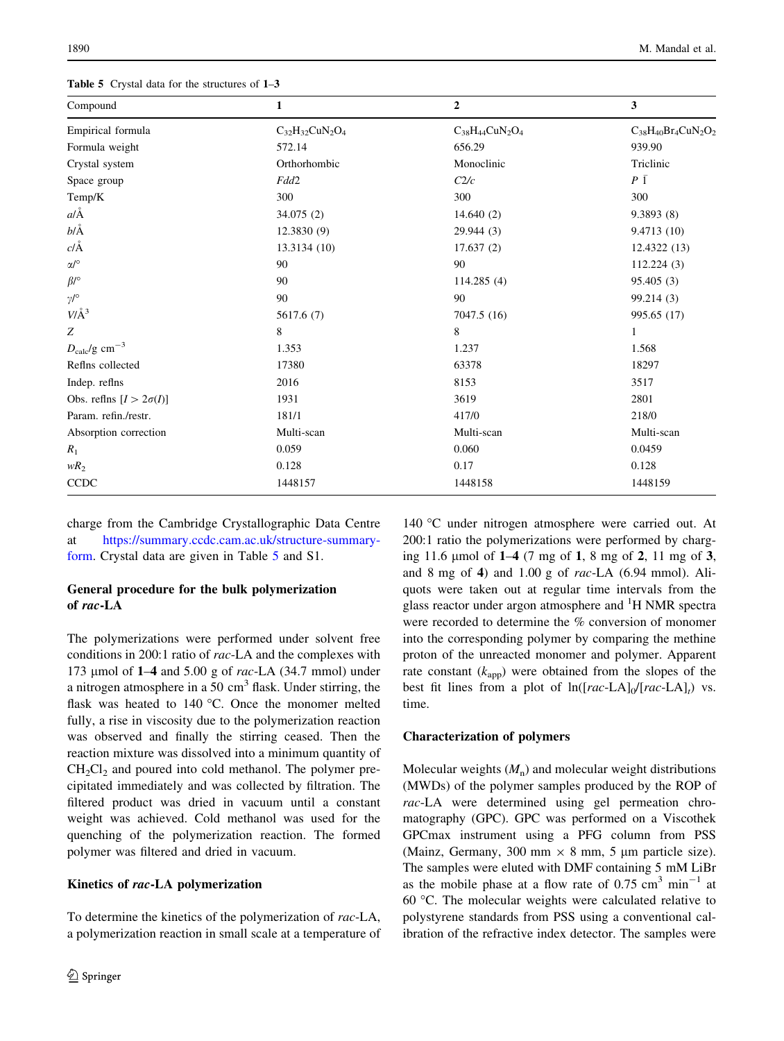Table 5 Crystal data for the structures of **1**–**3**

| Compound | 1 | 2 | 3 |
|---|---|---|---|
| Empirical formula | $C_{32}H_{32}CuN_2O_4$ | $C_{38}H_{44}CuN_2O_4$ | $C_{38}H_{40}Br_4CuN_2O_2$ |
| Formula weight | 572.14 | 656.29 | 939.90 |
| Crystal system | Orthorhombic | Monoclinic | Triclinic |
| Space group | *Fdd*2 | *C*2/*c* | *P* $\bar{1}$ |
| Temp/K | 300 | 300 | 300 |
| *a*/Å | 34.075 (2) | 14.640 (2) | 9.3893 (8) |
| *b*/Å | 12.3830 (9) | 29.944 (3) | 9.4713 (10) |
| *c*/Å | 13.3134 (10) | 17.637 (2) | 12.4322 (13) |
| α/° | 90 | 90 | 112.224 (3) |
| β/° | 90 | 114.285 (4) | 95.405 (3) |
| γ/° | 90 | 90 | 99.214 (3) |
| *V*/Å$^3$ | 5617.6 (7) | 7047.5 (16) | 995.65 (17) |
| *Z* | 8 | 8 | 1 |
| $D_{calc}$/g cm$^{-3}$ | 1.353 | 1.237 | 1.568 |
| Reflns collected | 17380 | 63378 | 18297 |
| Indep. reflns | 2016 | 8153 | 3517 |
| Obs. reflns [$I > 2\sigma(I)$] | 1931 | 3619 | 2801 |
| Param. refin./restr. | 181/1 | 417/0 | 218/0 |
| Absorption correction | Multi-scan | Multi-scan | Multi-scan |
| $R_1$ | 0.059 | 0.060 | 0.0459 |
| $wR_2$ | 0.128 | 0.17 | 0.128 |
| CCDC | 1448157 | 1448158 | 1448159 |

charge from the Cambridge Crystallographic Data Centre at https://summary.ccdc.cam.ac.uk/structure-summary-form. Crystal data are given in Table 5 and S1.

### General procedure for the bulk polymerization of *rac*-LA

The polymerizations were performed under solvent free conditions in 200:1 ratio of *rac*-LA and the complexes with 173 μmol of **1**–**4** and 5.00 g of *rac*-LA (34.7 mmol) under a nitrogen atmosphere in a 50 cm$^3$ flask. Under stirring, the flask was heated to 140 °C. Once the monomer melted fully, a rise in viscosity due to the polymerization reaction was observed and finally the stirring ceased. Then the reaction mixture was dissolved into a minimum quantity of $CH_2Cl_2$ and poured into cold methanol. The polymer precipitated immediately and was collected by filtration. The filtered product was dried in vacuum until a constant weight was achieved. Cold methanol was used for the quenching of the polymerization reaction. The formed polymer was filtered and dried in vacuum.

### Kinetics of *rac*-LA polymerization

To determine the kinetics of the polymerization of *rac*-LA, a polymerization reaction in small scale at a temperature of 140 °C under nitrogen atmosphere were carried out. At 200:1 ratio the polymerizations were performed by charging 11.6 μmol of **1**–**4** (7 mg of **1**, 8 mg of **2**, 11 mg of **3**, and 8 mg of **4**) and 1.00 g of *rac*-LA (6.94 mmol). Aliquots were taken out at regular time intervals from the glass reactor under argon atmosphere and $^1$H NMR spectra were recorded to determine the % conversion of monomer into the corresponding polymer by comparing the methine proton of the unreacted monomer and polymer. Apparent rate constant ($k_{app}$) were obtained from the slopes of the best fit lines from a plot of $\ln([rac\text{-LA}]_0/[rac\text{-LA}]_t)$ vs. time.

### Characterization of polymers

Molecular weights ($M_n$) and molecular weight distributions (MWDs) of the polymer samples produced by the ROP of *rac*-LA were determined using gel permeation chromatography (GPC). GPC was performed on a Viscothek GPCmax instrument using a PFG column from PSS (Mainz, Germany, 300 mm × 8 mm, 5 μm particle size). The samples were eluted with DMF containing 5 mM LiBr as the mobile phase at a flow rate of 0.75 cm$^3$ min$^{-1}$ at 60 °C. The molecular weights were calculated relative to polystyrene standards from PSS using a conventional calibration of the refractive index detector. The samples were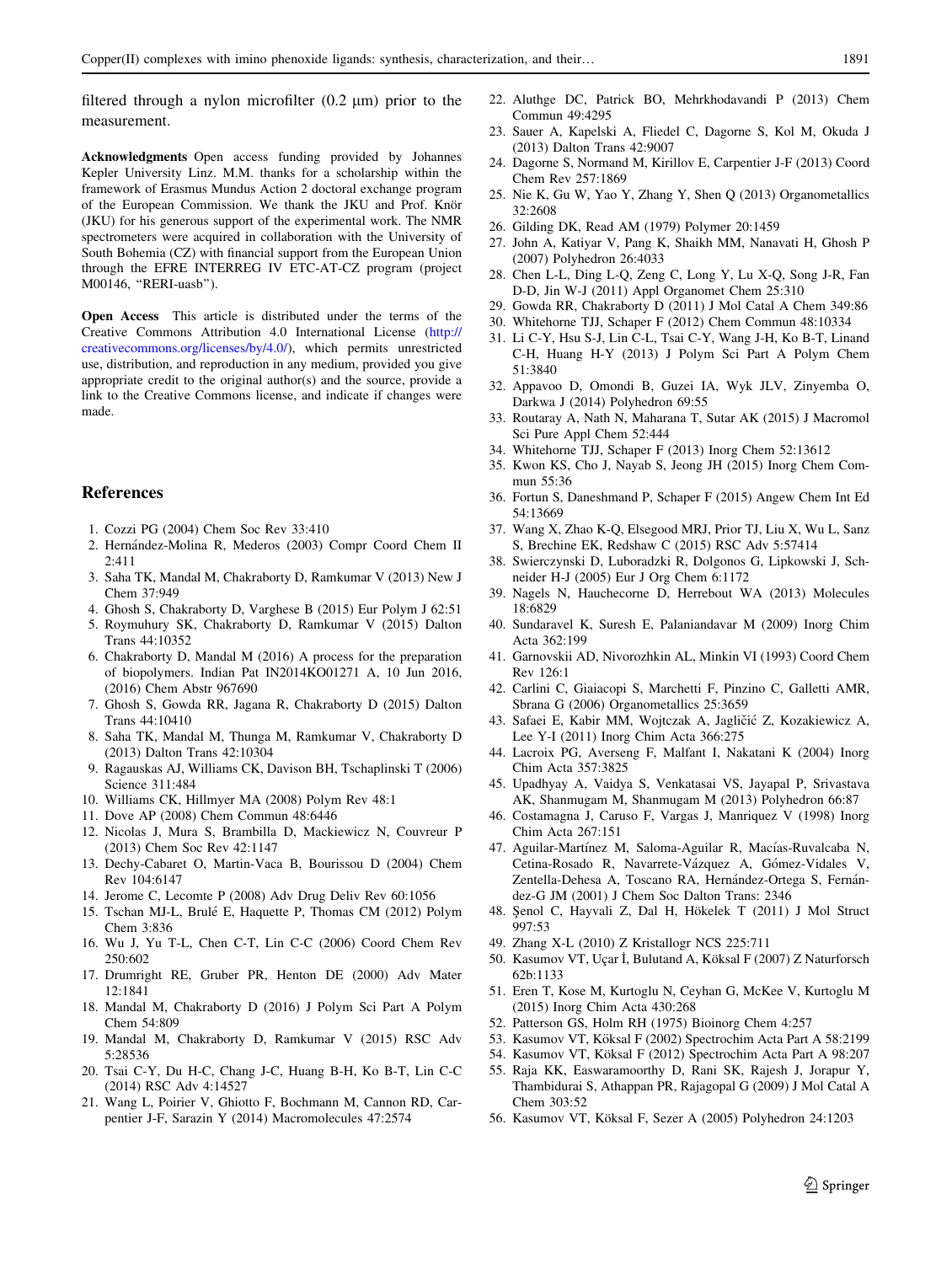filtered through a nylon microfilter (0.2 μm) prior to the measurement.

**Acknowledgments** Open access funding provided by Johannes Kepler University Linz. M.M. thanks for a scholarship within the framework of Erasmus Mundus Action 2 doctoral exchange program of the European Commission. We thank the JKU and Prof. Knör (JKU) for his generous support of the experimental work. The NMR spectrometers were acquired in collaboration with the University of South Bohemia (CZ) with financial support from the European Union through the EFRE INTERREG IV ETC-AT-CZ program (project M00146, "RERI-uasb").

**Open Access** This article is distributed under the terms of the Creative Commons Attribution 4.0 International License (http://creativecommons.org/licenses/by/4.0/), which permits unrestricted use, distribution, and reproduction in any medium, provided you give appropriate credit to the original author(s) and the source, provide a link to the Creative Commons license, and indicate if changes were made.

## References

1. Cozzi PG (2004) Chem Soc Rev 33:410
2. Hernández-Molina R, Mederos (2003) Compr Coord Chem II 2:411
3. Saha TK, Mandal M, Chakraborty D, Ramkumar V (2013) New J Chem 37:949
4. Ghosh S, Chakraborty D, Varghese B (2015) Eur Polym J 62:51
5. Roymuhury SK, Chakraborty D, Ramkumar V (2015) Dalton Trans 44:10352
6. Chakraborty D, Mandal M (2016) A process for the preparation of biopolymers. Indian Pat IN2014KO01271 A, 10 Jun 2016, (2016) Chem Abstr 967690
7. Ghosh S, Gowda RR, Jagana R, Chakraborty D (2015) Dalton Trans 44:10410
8. Saha TK, Mandal M, Thunga M, Ramkumar V, Chakraborty D (2013) Dalton Trans 42:10304
9. Ragauskas AJ, Williams CK, Davison BH, Tschaplinski T (2006) Science 311:484
10. Williams CK, Hillmyer MA (2008) Polym Rev 48:1
11. Dove AP (2008) Chem Commun 48:6446
12. Nicolas J, Mura S, Brambilla D, Mackiewicz N, Couvreur P (2013) Chem Soc Rev 42:1147
13. Dechy-Cabaret O, Martin-Vaca B, Bourissou D (2004) Chem Rev 104:6147
14. Jerome C, Lecomte P (2008) Adv Drug Deliv Rev 60:1056
15. Tschan MJ-L, Brulé E, Haquette P, Thomas CM (2012) Polym Chem 3:836
16. Wu J, Yu T-L, Chen C-T, Lin C-C (2006) Coord Chem Rev 250:602
17. Drumright RE, Gruber PR, Henton DE (2000) Adv Mater 12:1841
18. Mandal M, Chakraborty D (2016) J Polym Sci Part A Polym Chem 54:809
19. Mandal M, Chakraborty D, Ramkumar V (2015) RSC Adv 5:28536
20. Tsai C-Y, Du H-C, Chang J-C, Huang B-H, Ko B-T, Lin C-C (2014) RSC Adv 4:14527
21. Wang L, Poirier V, Ghiotto F, Bochmann M, Cannon RD, Carpentier J-F, Sarazin Y (2014) Macromolecules 47:2574
22. Aluthge DC, Patrick BO, Mehrkhodavandi P (2013) Chem Commun 49:4295
23. Sauer A, Kapelski A, Fliedel C, Dagorne S, Kol M, Okuda J (2013) Dalton Trans 42:9007
24. Dagorne S, Normand M, Kirillov E, Carpentier J-F (2013) Coord Chem Rev 257:1869
25. Nie K, Gu W, Yao Y, Zhang Y, Shen Q (2013) Organometallics 32:2608
26. Gilding DK, Read AM (1979) Polymer 20:1459
27. John A, Katiyar V, Pang K, Shaikh MM, Nanavati H, Ghosh P (2007) Polyhedron 26:4033
28. Chen L-L, Ding L-Q, Zeng C, Long Y, Lu X-Q, Song J-R, Fan D-D, Jin W-J (2011) Appl Organomet Chem 25:310
29. Gowda RR, Chakraborty D (2011) J Mol Catal A Chem 349:86
30. Whitehorne TJJ, Schaper F (2012) Chem Commun 48:10334
31. Li C-Y, Hsu S-J, Lin C-L, Tsai C-Y, Wang J-H, Ko B-T, Linand C-H, Huang H-Y (2013) J Polym Sci Part A Polym Chem 51:3840
32. Appavoo D, Omondi B, Guzei IA, Wyk JLV, Zinyemba O, Darkwa J (2014) Polyhedron 69:55
33. Routaray A, Nath N, Maharana T, Sutar AK (2015) J Macromol Sci Pure Appl Chem 52:444
34. Whitehorne TJJ, Schaper F (2013) Inorg Chem 52:13612
35. Kwon KS, Cho J, Nayab S, Jeong JH (2015) Inorg Chem Commun 55:36
36. Fortun S, Daneshmand P, Schaper F (2015) Angew Chem Int Ed 54:13669
37. Wang X, Zhao K-Q, Elsegood MRJ, Prior TJ, Liu X, Wu L, Sanz S, Brechine EK, Redshaw C (2015) RSC Adv 5:57414
38. Swierczynski D, Luboradzki R, Dolgonos G, Lipkowski J, Schneider H-J (2005) Eur J Org Chem 6:1172
39. Nagels N, Hauchecorne D, Herrebout WA (2013) Molecules 18:6829
40. Sundaravel K, Suresh E, Palaniandavar M (2009) Inorg Chim Acta 362:199
41. Garnovskii AD, Nivorozhkin AL, Minkin VI (1993) Coord Chem Rev 126:1
42. Carlini C, Giaiacopi S, Marchetti F, Pinzino C, Galletti AMR, Sbrana G (2006) Organometallics 25:3659
43. Safaei E, Kabir MM, Wojtczak A, Jagličić Z, Kozakiewicz A, Lee Y-I (2011) Inorg Chim Acta 366:275
44. Lacroix PG, Averseng F, Malfant I, Nakatani K (2004) Inorg Chim Acta 357:3825
45. Upadhyay A, Vaidya S, Venkatasai VS, Jayapal P, Srivastava AK, Shanmugam M, Shanmugam M (2013) Polyhedron 66:87
46. Costamagna J, Caruso F, Vargas J, Manriquez V (1998) Inorg Chim Acta 267:151
47. Aguilar-Martínez M, Saloma-Aguilar R, Macías-Ruvalcaba N, Cetina-Rosado R, Navarrete-Vázquez A, Gómez-Vidales V, Zentella-Dehesa A, Toscano RA, Hernández-Ortega S, Fernández-G JM (2001) J Chem Soc Dalton Trans: 2346
48. Şenol C, Hayvali Z, Dal H, Hökelek T (2011) J Mol Struct 997:53
49. Zhang X-L (2010) Z Kristallogr NCS 225:711
50. Kasumov VT, Uçar İ, Bulutand A, Köksal F (2007) Z Naturforsch 62b:1133
51. Eren T, Kose M, Kurtoglu N, Ceyhan G, McKee V, Kurtoglu M (2015) Inorg Chim Acta 430:268
52. Patterson GS, Holm RH (1975) Bioinorg Chem 4:257
53. Kasumov VT, Köksal F (2002) Spectrochim Acta Part A 58:2199
54. Kasumov VT, Köksal F (2012) Spectrochim Acta Part A 98:207
55. Raja KK, Easwaramoorthy D, Rani SK, Rajesh J, Jorapur Y, Thambidurai S, Athappan PR, Rajagopal G (2009) J Mol Catal A Chem 303:52
56. Kasumov VT, Köksal F, Sezer A (2005) Polyhedron 24:1203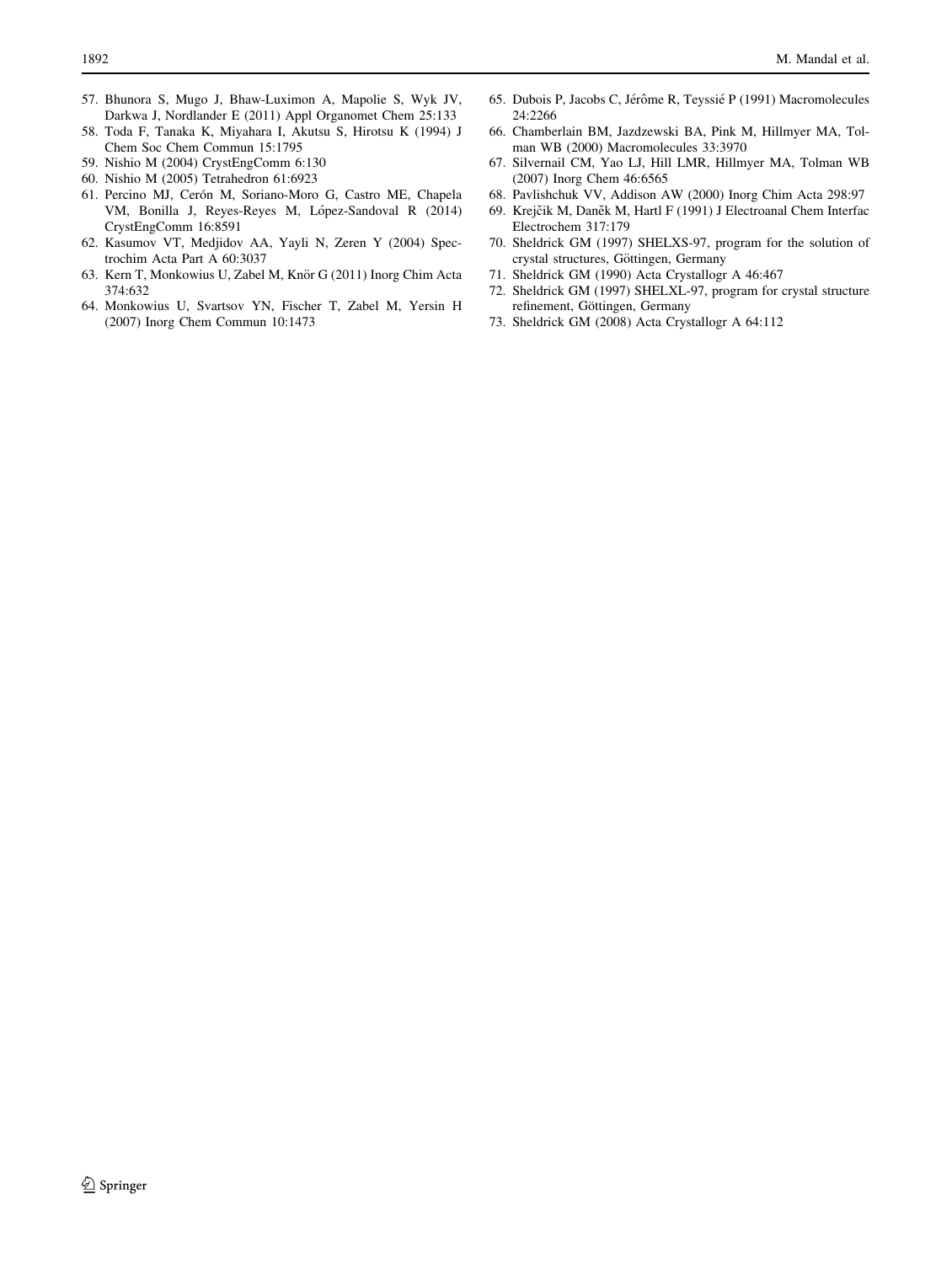57. Bhunora S, Mugo J, Bhaw-Luximon A, Mapolie S, Wyk JV, Darkwa J, Nordlander E (2011) Appl Organomet Chem 25:133
58. Toda F, Tanaka K, Miyahara I, Akutsu S, Hirotsu K (1994) J Chem Soc Chem Commun 15:1795
59. Nishio M (2004) CrystEngComm 6:130
60. Nishio M (2005) Tetrahedron 61:6923
61. Percino MJ, Cerón M, Soriano-Moro G, Castro ME, Chapela VM, Bonilla J, Reyes-Reyes M, López-Sandoval R (2014) CrystEngComm 16:8591
62. Kasumov VT, Medjidov AA, Yayli N, Zeren Y (2004) Spectrochim Acta Part A 60:3037
63. Kern T, Monkowius U, Zabel M, Knör G (2011) Inorg Chim Acta 374:632
64. Monkowius U, Svartsov YN, Fischer T, Zabel M, Yersin H (2007) Inorg Chem Commun 10:1473
65. Dubois P, Jacobs C, Jérôme R, Teyssié P (1991) Macromolecules 24:2266
66. Chamberlain BM, Jazdzewski BA, Pink M, Hillmyer MA, Tolman WB (2000) Macromolecules 33:3970
67. Silvernail CM, Yao LJ, Hill LMR, Hillmyer MA, Tolman WB (2007) Inorg Chem 46:6565
68. Pavlishchuk VV, Addison AW (2000) Inorg Chim Acta 298:97
69. Krejčik M, Daněk M, Hartl F (1991) J Electroanal Chem Interfac Electrochem 317:179
70. Sheldrick GM (1997) SHELXS-97, program for the solution of crystal structures, Göttingen, Germany
71. Sheldrick GM (1990) Acta Crystallogr A 46:467
72. Sheldrick GM (1997) SHELXL-97, program for crystal structure refinement, Göttingen, Germany
73. Sheldrick GM (2008) Acta Crystallogr A 64:112